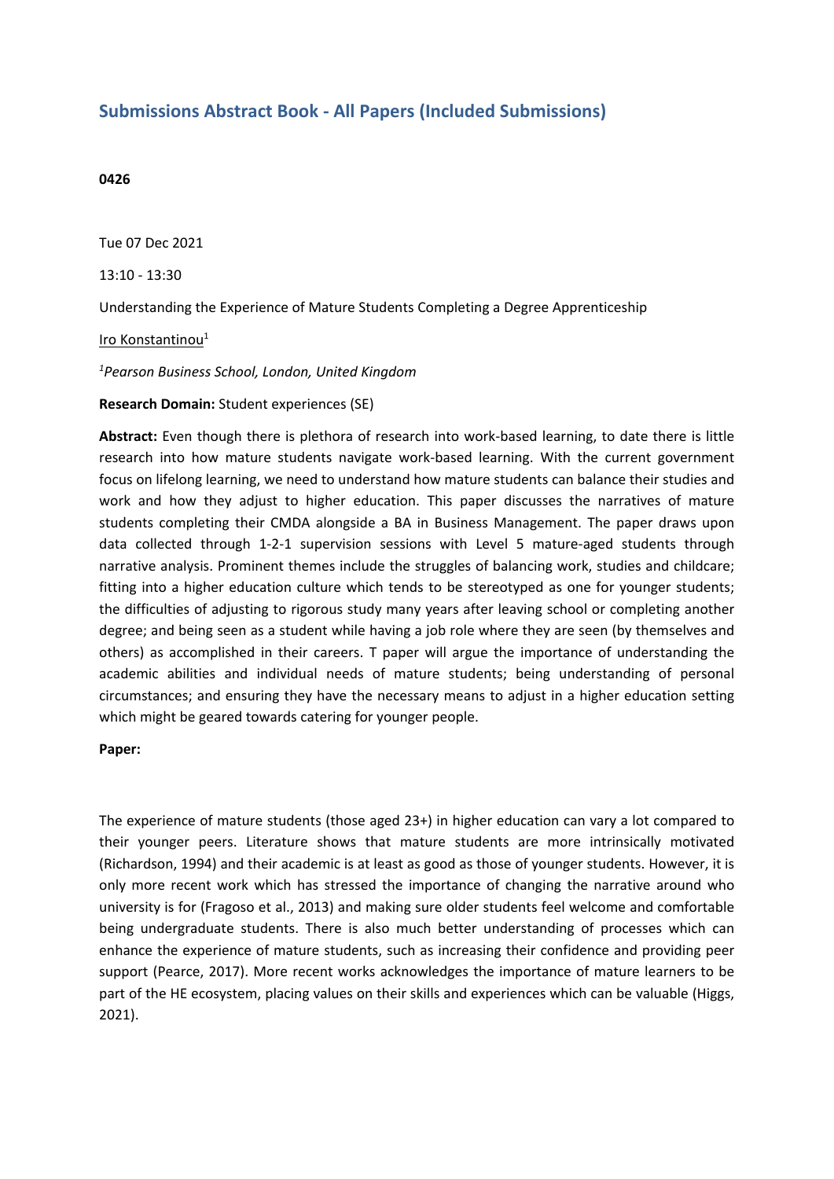## Submissions Abstract Book - All Papers (Included Submissions)

**0426**

Tue 07 Dec 2021

13:10 - 13:30

Understanding the Experience of Mature Students Completing a Degree Apprenticeship

Iro Konstantinou[1]

[1]*Pearson Business School, London, United Kingdom*

**Research Domain:** Student experiences (SE)

**Abstract:** Even though there is plethora of research into work-based learning, to date there is little research into how mature students navigate work-based learning. With the current government focus on lifelong learning, we need to understand how mature students can balance their studies and work and how they adjust to higher education. This paper discusses the narratives of mature students completing their CMDA alongside a BA in Business Management. The paper draws upon data collected through 1-2-1 supervision sessions with Level 5 mature-aged students through narrative analysis. Prominent themes include the struggles of balancing work, studies and childcare; fitting into a higher education culture which tends to be stereotyped as one for younger students; the difficulties of adjusting to rigorous study many years after leaving school or completing another degree; and being seen as a student while having a job role where they are seen (by themselves and others) as accomplished in their careers. T paper will argue the importance of understanding the academic abilities and individual needs of mature students; being understanding of personal circumstances; and ensuring they have the necessary means to adjust in a higher education setting which might be geared towards catering for younger people.

**Paper:**

The experience of mature students (those aged 23+) in higher education can vary a lot compared to their younger peers. Literature shows that mature students are more intrinsically motivated (Richardson, 1994) and their academic is at least as good as those of younger students. However, it is only more recent work which has stressed the importance of changing the narrative around who university is for (Fragoso et al., 2013) and making sure older students feel welcome and comfortable being undergraduate students. There is also much better understanding of processes which can enhance the experience of mature students, such as increasing their confidence and providing peer support (Pearce, 2017). More recent works acknowledges the importance of mature learners to be part of the HE ecosystem, placing values on their skills and experiences which can be valuable (Higgs, 2021).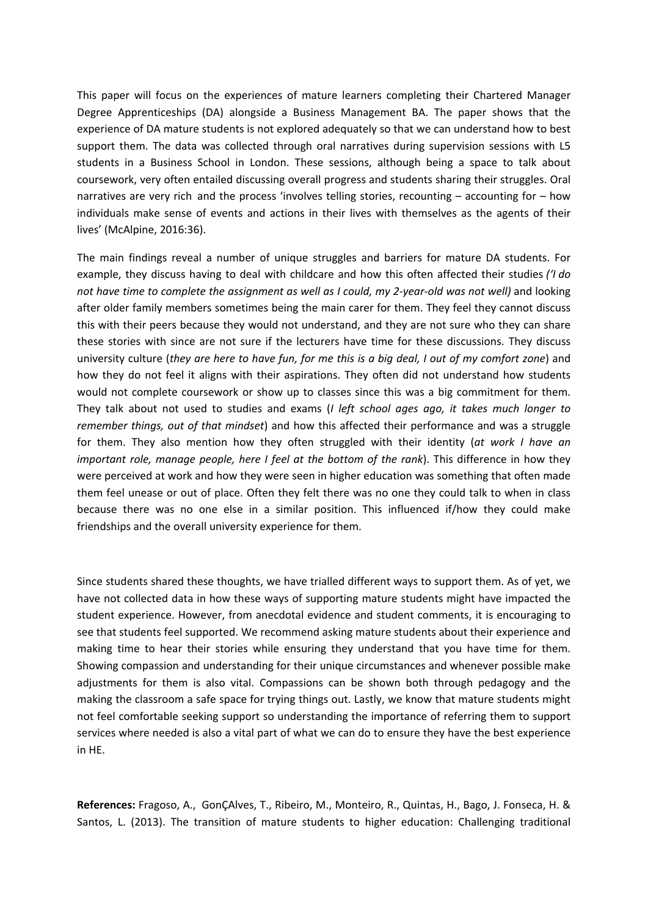This paper will focus on the experiences of mature learners completing their Chartered Manager Degree Apprenticeships (DA) alongside a Business Management BA. The paper shows that the experience of DA mature students is not explored adequately so that we can understand how to best support them. The data was collected through oral narratives during supervision sessions with L5 students in a Business School in London. These sessions, although being a space to talk about coursework, very often entailed discussing overall progress and students sharing their struggles. Oral narratives are very rich and the process 'involves telling stories, recounting – accounting for – how individuals make sense of events and actions in their lives with themselves as the agents of their lives' (McAlpine, 2016:36).

The main findings reveal a number of unique struggles and barriers for mature DA students. For example, they discuss having to deal with childcare and how this often affected their studies *('I do not have time to complete the assignment as well as I could, my 2-year-old was not well)* and looking after older family members sometimes being the main carer for them. They feel they cannot discuss this with their peers because they would not understand, and they are not sure who they can share these stories with since are not sure if the lecturers have time for these discussions. They discuss university culture (*they are here to have fun, for me this is a big deal, I out of my comfort zone*) and how they do not feel it aligns with their aspirations. They often did not understand how students would not complete coursework or show up to classes since this was a big commitment for them. They talk about not used to studies and exams (*I left school ages ago, it takes much longer to remember things, out of that mindset*) and how this affected their performance and was a struggle for them. They also mention how they often struggled with their identity (*at work I have an important role, manage people, here I feel at the bottom of the rank*). This difference in how they were perceived at work and how they were seen in higher education was something that often made them feel unease or out of place. Often they felt there was no one they could talk to when in class because there was no one else in a similar position. This influenced if/how they could make friendships and the overall university experience for them.

Since students shared these thoughts, we have trialled different ways to support them. As of yet, we have not collected data in how these ways of supporting mature students might have impacted the student experience. However, from anecdotal evidence and student comments, it is encouraging to see that students feel supported. We recommend asking mature students about their experience and making time to hear their stories while ensuring they understand that you have time for them. Showing compassion and understanding for their unique circumstances and whenever possible make adjustments for them is also vital. Compassions can be shown both through pedagogy and the making the classroom a safe space for trying things out. Lastly, we know that mature students might not feel comfortable seeking support so understanding the importance of referring them to support services where needed is also a vital part of what we can do to ensure they have the best experience in HE.

**References:** Fragoso, A., GonÇAlves, T., Ribeiro, M., Monteiro, R., Quintas, H., Bago, J. Fonseca, H. & Santos, L. (2013). The transition of mature students to higher education: Challenging traditional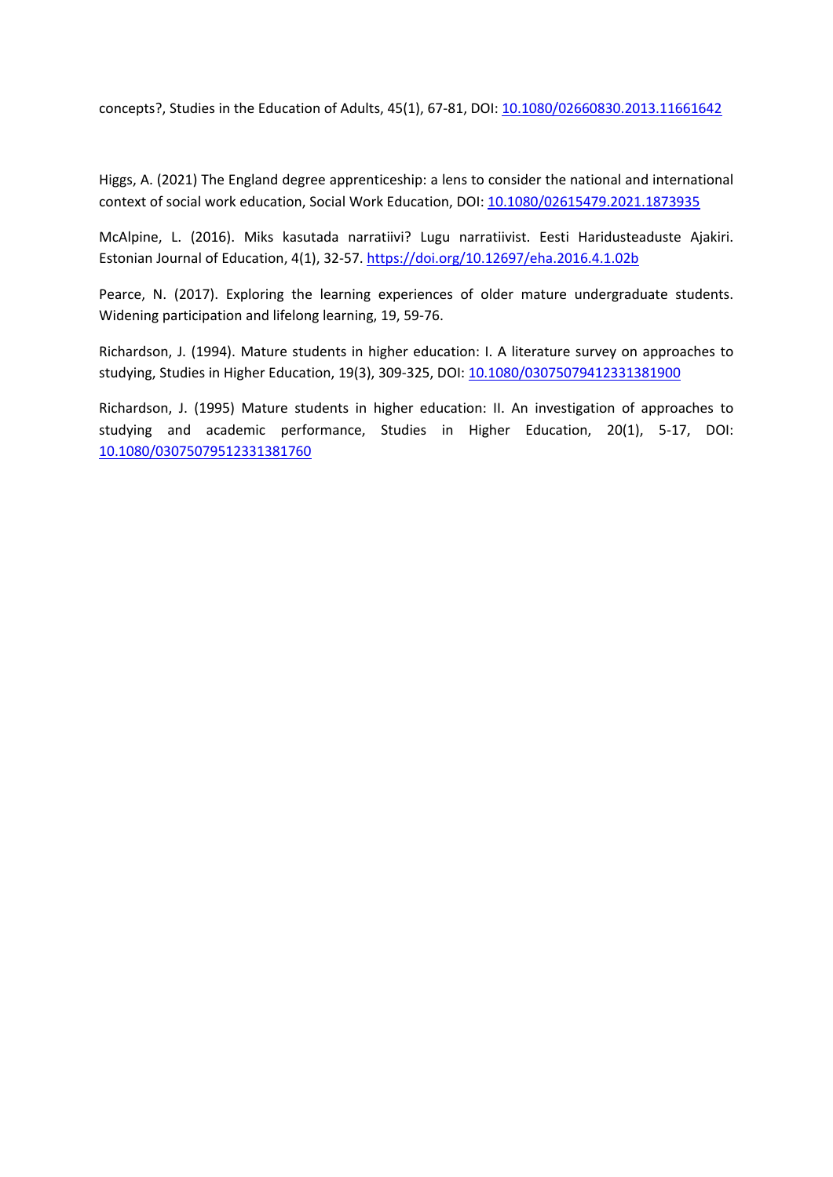concepts?, Studies in the Education of Adults, 45(1), 67-81, DOI: [10.1080/02660830.2013.11661642](https://doi.org/10.1080/02660830.2013.11661642)

Higgs, A. (2021) The England degree apprenticeship: a lens to consider the national and international context of social work education, Social Work Education, DOI: [10.1080/02615479.2021.1873935](https://doi.org/10.1080/02615479.2021.1873935)

McAlpine, L. (2016). Miks kasutada narratiivi? Lugu narratiivist. Eesti Haridusteaduste Ajakiri. Estonian Journal of Education, 4(1), 32-57. https://doi.org/10.12697/eha.2016.4.1.02b

Pearce, N. (2017). Exploring the learning experiences of older mature undergraduate students. Widening participation and lifelong learning, 19, 59-76.

Richardson, J. (1994). Mature students in higher education: I. A literature survey on approaches to studying, Studies in Higher Education, 19(3), 309-325, DOI: [10.1080/03075079412331381900](https://doi.org/10.1080/03075079412331381900)

Richardson, J. (1995) Mature students in higher education: II. An investigation of approaches to studying and academic performance, Studies in Higher Education, 20(1), 5-17, DOI: [10.1080/03075079512331381760](https://doi.org/10.1080/03075079512331381760)